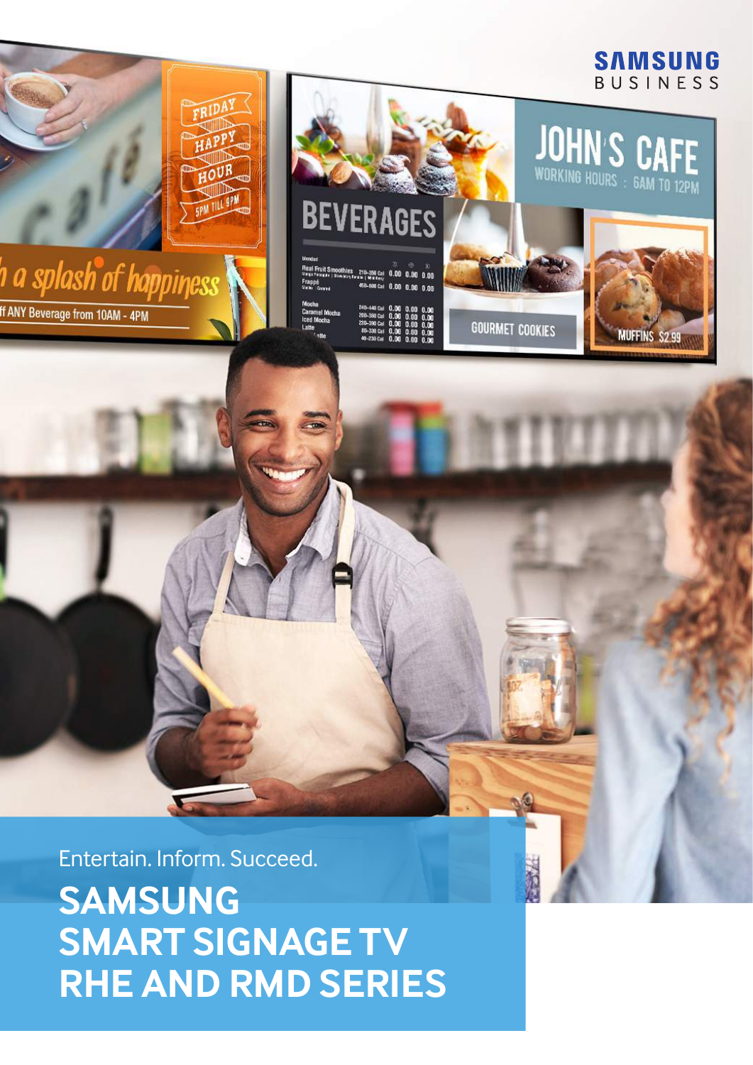SAMSUNG
BUSINESS

Entertain. Inform. Succeed.

# SAMSUNG SMART SIGNAGE TV RHE AND RMD SERIES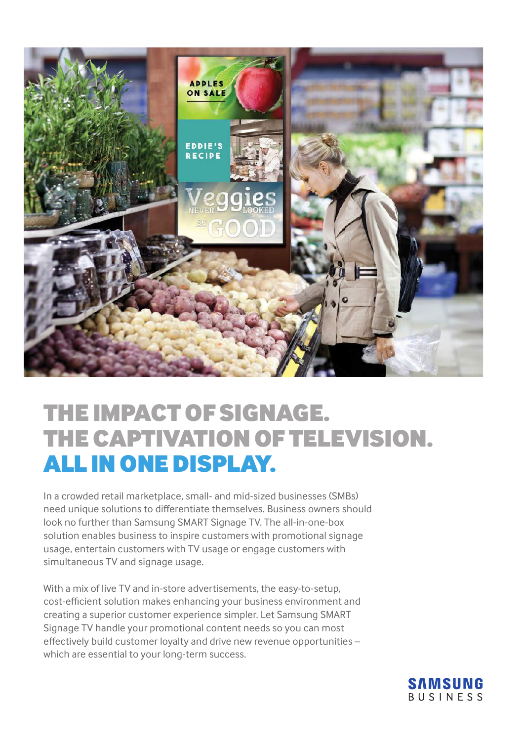# THE IMPACT OF SIGNAGE. THE CAPTIVATION OF TELEVISION. ALL IN ONE DISPLAY.

In a crowded retail marketplace, small- and mid-sized businesses (SMBs) need unique solutions to differentiate themselves. Business owners should look no further than Samsung SMART Signage TV. The all-in-one-box solution enables business to inspire customers with promotional signage usage, entertain customers with TV usage or engage customers with simultaneous TV and signage usage.

With a mix of live TV and in-store advertisements, the easy-to-setup, cost-efficient solution makes enhancing your business environment and creating a superior customer experience simpler. Let Samsung SMART Signage TV handle your promotional content needs so you can most effectively build customer loyalty and drive new revenue opportunities – which are essential to your long-term success.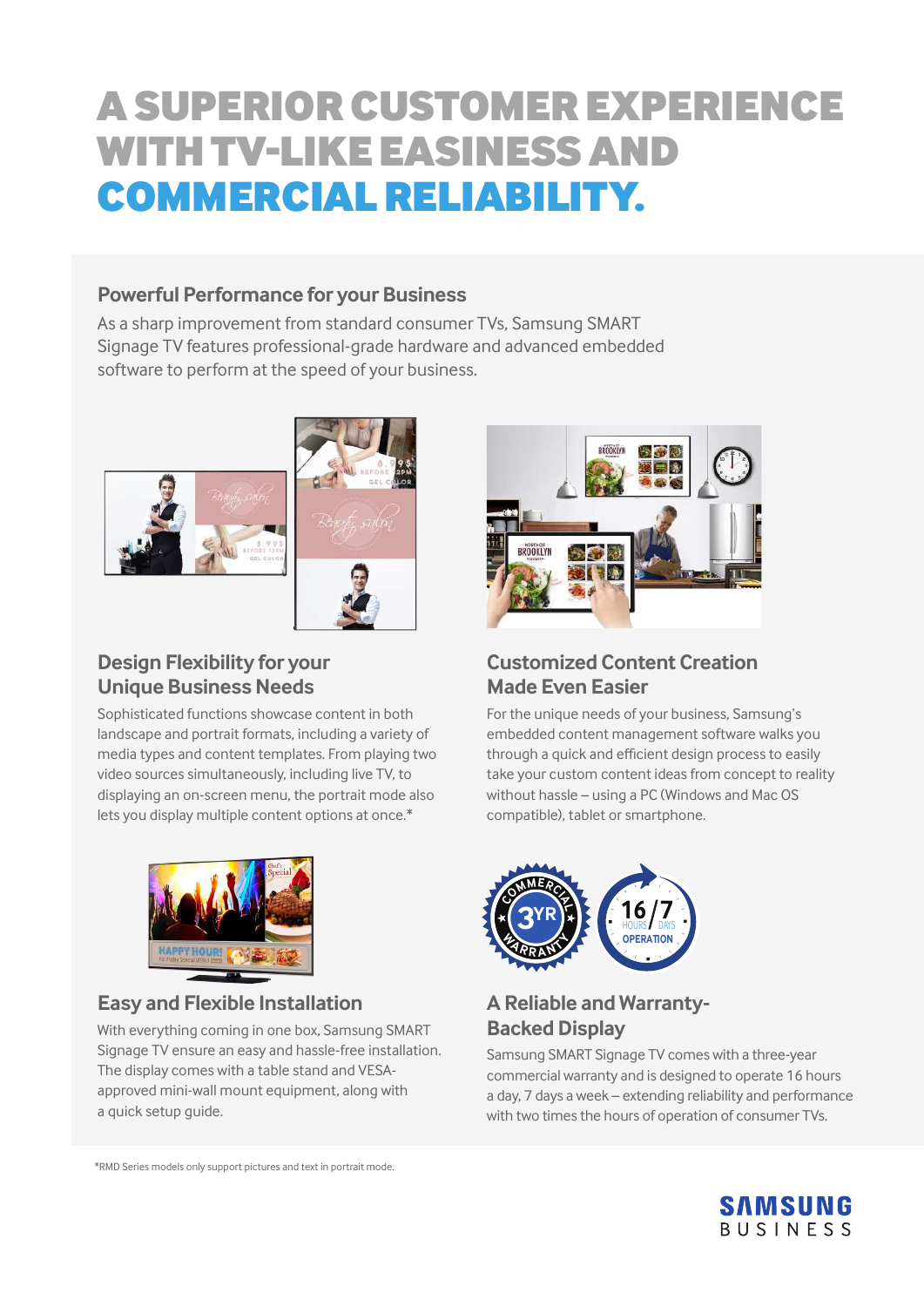# A SUPERIOR CUSTOMER EXPERIENCE WITH TV-LIKE EASINESS AND COMMERCIAL RELIABILITY.

## Powerful Performance for your Business

As a sharp improvement from standard consumer TVs, Samsung SMART Signage TV features professional-grade hardware and advanced embedded software to perform at the speed of your business.

### Design Flexibility for your Unique Business Needs

Sophisticated functions showcase content in both landscape and portrait formats, including a variety of media types and content templates. From playing two video sources simultaneously, including live TV, to displaying an on-screen menu, the portrait mode also lets you display multiple content options at once.*

### Customized Content Creation Made Even Easier

For the unique needs of your business, Samsung's embedded content management software walks you through a quick and efficient design process to easily take your custom content ideas from concept to reality without hassle – using a PC (Windows and Mac OS compatible), tablet or smartphone.

### Easy and Flexible Installation

With everything coming in one box, Samsung SMART Signage TV ensure an easy and hassle-free installation. The display comes with a table stand and VESA-approved mini-wall mount equipment, along with a quick setup guide.

### A Reliable and Warranty-Backed Display

Samsung SMART Signage TV comes with a three-year commercial warranty and is designed to operate 16 hours a day, 7 days a week – extending reliability and performance with two times the hours of operation of consumer TVs.

*RMD Series models only support pictures and text in portrait mode.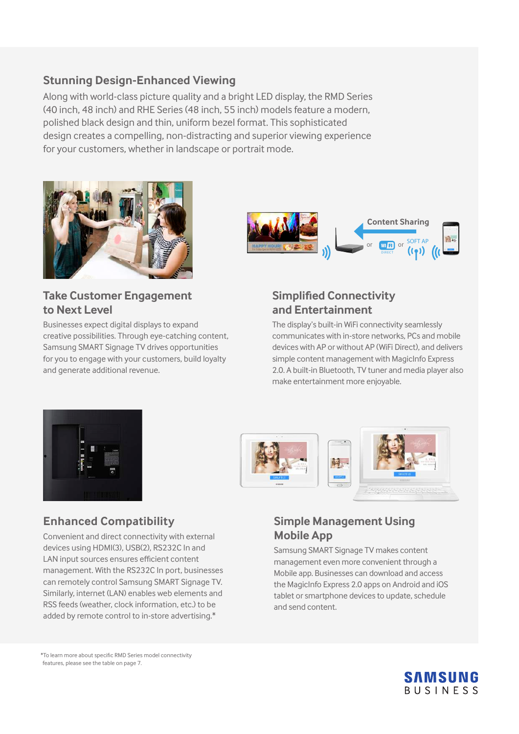## Stunning Design-Enhanced Viewing

Along with world-class picture quality and a bright LED display, the RMD Series (40 inch, 48 inch) and RHE Series (48 inch, 55 inch) models feature a modern, polished black design and thin, uniform bezel format. This sophisticated design creates a compelling, non-distracting and superior viewing experience for your customers, whether in landscape or portrait mode.

## Take Customer Engagement to Next Level

Businesses expect digital displays to expand creative possibilities. Through eye-catching content, Samsung SMART Signage TV drives opportunities for you to engage with your customers, build loyalty and generate additional revenue.

## Simplified Connectivity and Entertainment

The display's built-in WiFi connectivity seamlessly communicates with in-store networks, PCs and mobile devices with AP or without AP (WiFi Direct), and delivers simple content management with MagicInfo Express 2.0. A built-in Bluetooth, TV tuner and media player also make entertainment more enjoyable.

## Enhanced Compatibility

Convenient and direct connectivity with external devices using HDMI(3), USB(2), RS232C In and LAN input sources ensures efficient content management. With the RS232C In port, businesses can remotely control Samsung SMART Signage TV. Similarly, internet (LAN) enables web elements and RSS feeds (weather, clock information, etc.) to be added by remote control to in-store advertising.*

## Simple Management Using Mobile App

Samsung SMART Signage TV makes content management even more convenient through a Mobile app. Businesses can download and access the MagicInfo Express 2.0 apps on Android and iOS tablet or smartphone devices to update, schedule and send content.

*To learn more about specific RMD Series model connectivity features, please see the table on page 7.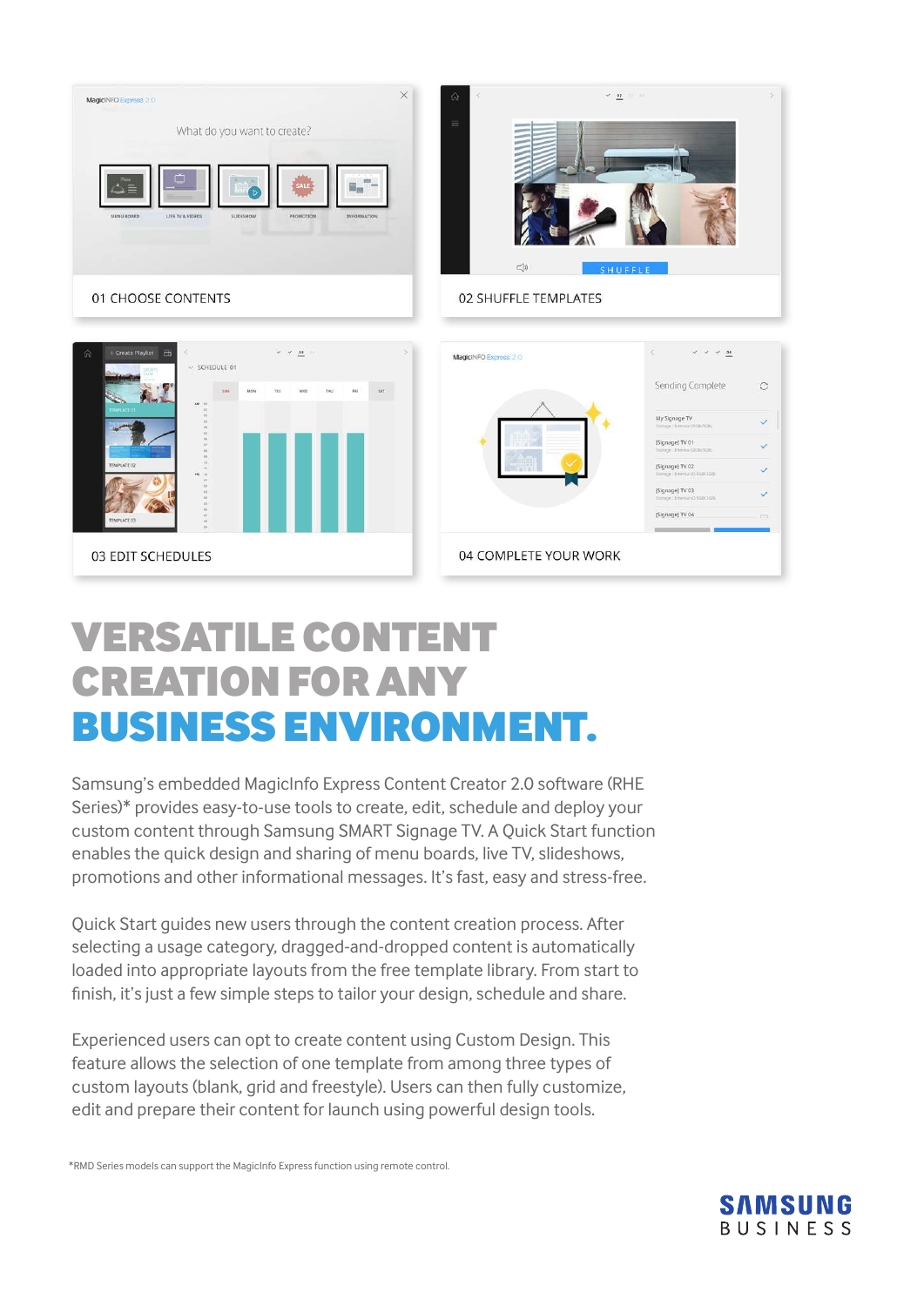01 CHOOSE CONTENTS

02 SHUFFLE TEMPLATES

03 EDIT SCHEDULES

04 COMPLETE YOUR WORK

# VERSATILE CONTENT CREATION FOR ANY BUSINESS ENVIRONMENT.

Samsung's embedded MagicInfo Express Content Creator 2.0 software (RHE Series)* provides easy-to-use tools to create, edit, schedule and deploy your custom content through Samsung SMART Signage TV. A Quick Start function enables the quick design and sharing of menu boards, live TV, slideshows, promotions and other informational messages. It's fast, easy and stress-free.

Quick Start guides new users through the content creation process. After selecting a usage category, dragged-and-dropped content is automatically loaded into appropriate layouts from the free template library. From start to finish, it's just a few simple steps to tailor your design, schedule and share.

Experienced users can opt to create content using Custom Design. This feature allows the selection of one template from among three types of custom layouts (blank, grid and freestyle). Users can then fully customize, edit and prepare their content for launch using powerful design tools.

*RMD Series models can support the MagicInfo Express function using remote control.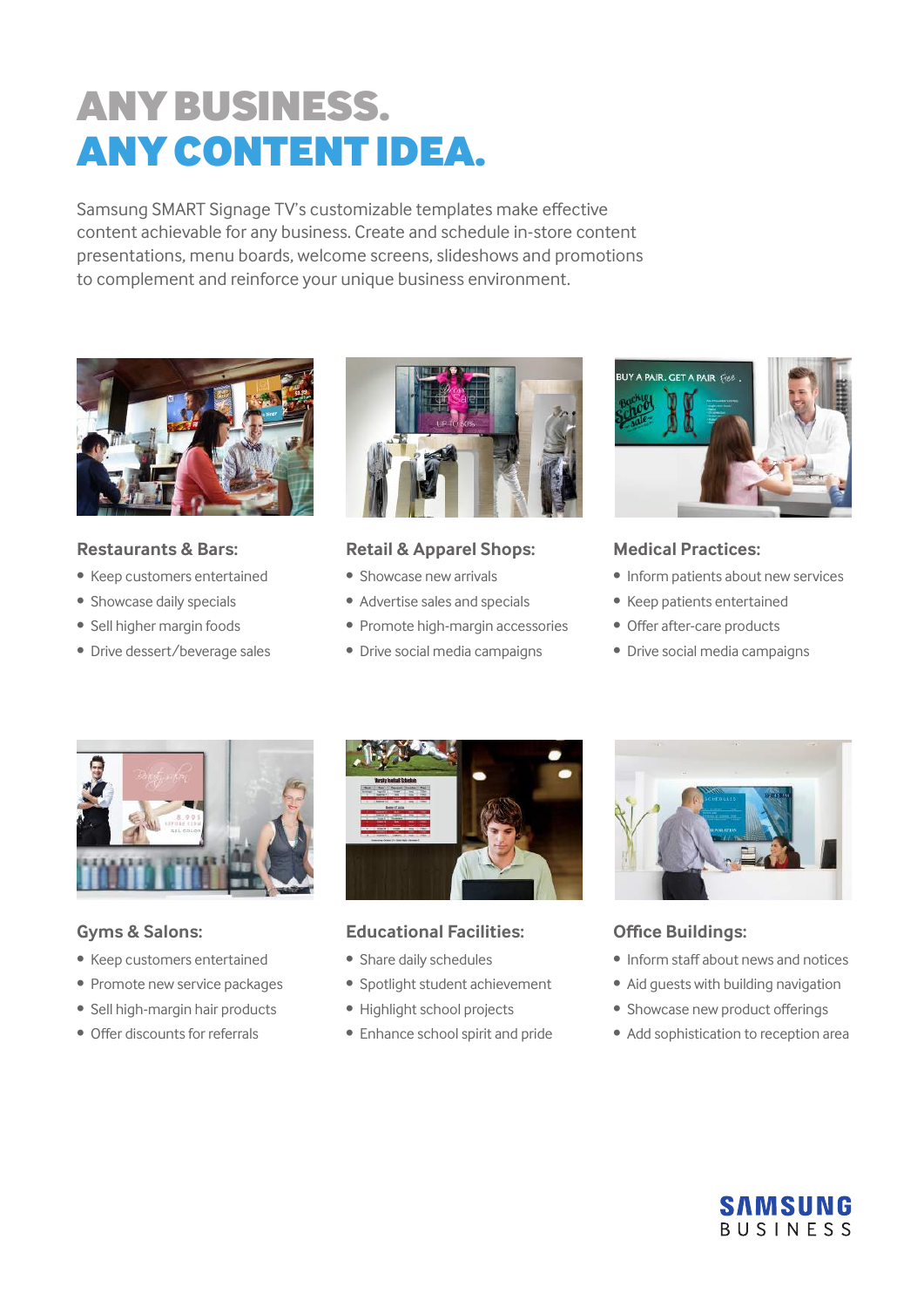# ANY BUSINESS.
# ANY CONTENT IDEA.

Samsung SMART Signage TV's customizable templates make effective content achievable for any business. Create and schedule in-store content presentations, menu boards, welcome screens, slideshows and promotions to complement and reinforce your unique business environment.

### Restaurants & Bars:

- Keep customers entertained
- Showcase daily specials
- Sell higher margin foods
- Drive dessert/beverage sales

### Retail & Apparel Shops:

- Showcase new arrivals
- Advertise sales and specials
- Promote high-margin accessories
- Drive social media campaigns

### Medical Practices:

- Inform patients about new services
- Keep patients entertained
- Offer after-care products
- Drive social media campaigns

### Gyms & Salons:

- Keep customers entertained
- Promote new service packages
- Sell high-margin hair products
- Offer discounts for referrals

### Educational Facilities:

- Share daily schedules
- Spotlight student achievement
- Highlight school projects
- Enhance school spirit and pride

### Office Buildings:

- Inform staff about news and notices
- Aid guests with building navigation
- Showcase new product offerings
- Add sophistication to reception area

SAMSUNG BUSINESS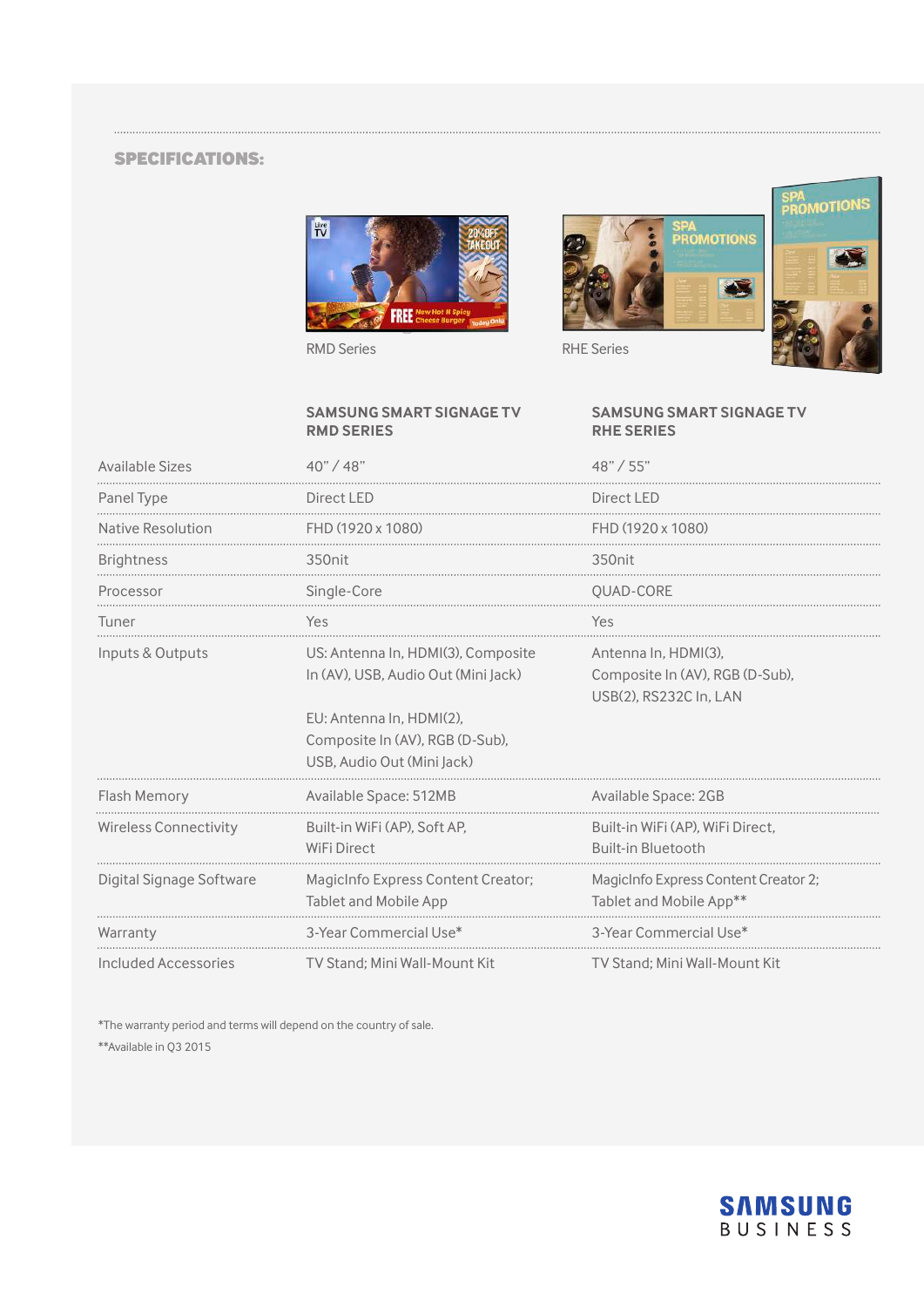## SPECIFICATIONS:

RMD Series

RHE Series

| | SAMSUNG SMART SIGNAGE TV RMD SERIES | SAMSUNG SMART SIGNAGE TV RHE SERIES |
|---|---|---|
| Available Sizes | 40" / 48" | 48" / 55" |
| Panel Type | Direct LED | Direct LED |
| Native Resolution | FHD (1920 x 1080) | FHD (1920 x 1080) |
| Brightness | 350nit | 350nit |
| Processor | Single-Core | QUAD-CORE |
| Tuner | Yes | Yes |
| Inputs & Outputs | US: Antenna In, HDMI(3), Composite In (AV), USB, Audio Out (Mini Jack)<br><br>EU: Antenna In, HDMI(2), Composite In (AV), RGB (D-Sub), USB, Audio Out (Mini Jack) | Antenna In, HDMI(3), Composite In (AV), RGB (D-Sub), USB(2), RS232C In, LAN |
| Flash Memory | Available Space: 512MB | Available Space: 2GB |
| Wireless Connectivity | Built-in WiFi (AP), Soft AP, WiFi Direct | Built-in WiFi (AP), WiFi Direct, Built-in Bluetooth |
| Digital Signage Software | MagicInfo Express Content Creator; Tablet and Mobile App | MagicInfo Express Content Creator 2; Tablet and Mobile App** |
| Warranty | 3-Year Commercial Use* | 3-Year Commercial Use* |
| Included Accessories | TV Stand; Mini Wall-Mount Kit | TV Stand; Mini Wall-Mount Kit |

*The warranty period and terms will depend on the country of sale.

**Available in Q3 2015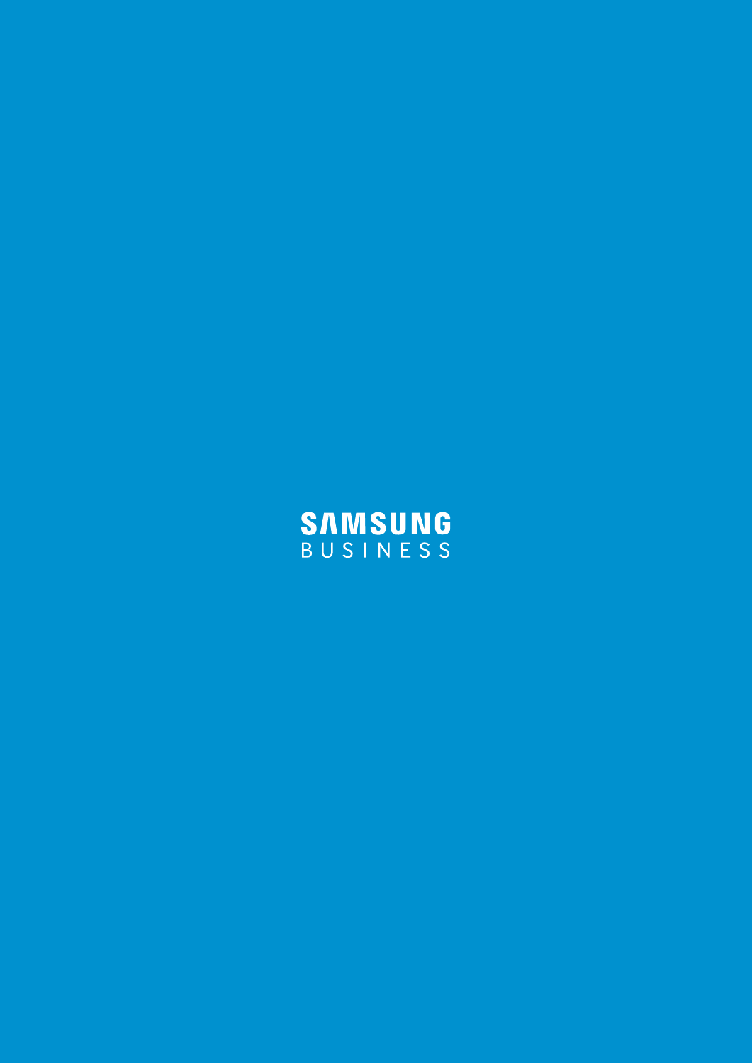SAMSUNG
BUSINESS